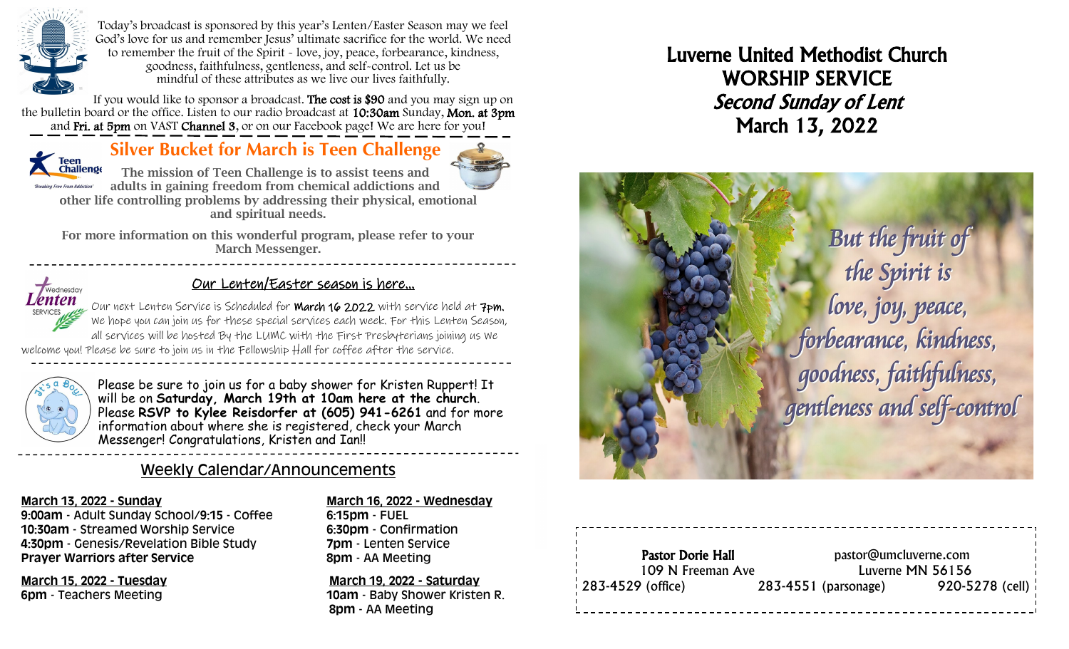Today's broadcast is sponsored by this year's Lenten/Easter Season may we feel God's love for us and remember Jesus' ultimate sacrifice for the world. We need to remember the fruit of the Spirit - love, joy, peace, forbearance, kindness, goodness, faithfulness, gentleness, and self-control. Let us be mindful of these attributes as we live our lives faithfully.

If you would like to sponsor a broadcast. **The cost is $90** and you may sign up on the bulletin board or the office. Listen to our radio broadcast at **10:30am** Sunday, **Mon. at 3pm** and **Fri. at 5pm** on VAST **Channel 3**, or on our Facebook page! We are here for you!

## Silver Bucket for March is Teen Challenge

Teen Challenge — 'Breaking Free From Addiction'

**The mission of Teen Challenge is to assist teens and adults in gaining freedom from chemical addictions and other life controlling problems by addressing their physical, emotional and spiritual needs.**

**For more information on this wonderful program, please refer to your March Messenger.**

## Our Lenten/Easter season is here...

Wednesday Lenten Services

Our next Lenten Service is Scheduled for **March 16 2022** with service held at **7pm.** We hope you can join us for these special services each week. For this Lenten Season, all services will be hosted By the LUMC with the First Presbyterians joining us We welcome you! Please be sure to join us in the Fellowship Hall for coffee after the service.

It's a Boy!

Please be sure to join us for a baby shower for Kristen Ruppert! It will be on **Saturday, March 19th at 10am here at the church**. Please **RSVP to Kylee Reisdorfer at (605) 941-6261** and for more information about where she is registered, check your March Messenger! Congratulations, Kristen and Ian!!

## Weekly Calendar/Announcements

**March 13, 2022 - Sunday**
**9:00am** - Adult Sunday School/**9:15** - Coffee
**10:30am** - Streamed Worship Service
**4:30pm** - Genesis/Revelation Bible Study
**Prayer Warriors after Service**

**March 15, 2022 - Tuesday**
**6pm** - Teachers Meeting

**March 16, 2022 - Wednesday**
**6:15pm** - FUEL
**6:30pm** - Confirmation
**7pm** - Lenten Service
**8pm** - AA Meeting

**March 19, 2022 - Saturday**
**10am** - Baby Shower Kristen R.
**8pm** - AA Meeting

# Luverne United Methodist Church
# WORSHIP SERVICE
# *Second Sunday of Lent*
# March 13, 2022

*But the fruit of the Spirit is love, joy, peace, forbearance, kindness, goodness, faithfulness, gentleness and self-control*

**Pastor Dorie Hall** pastor@umcluverne.com
109 N Freeman Ave Luverne MN 56156
283-4529 (office) 283-4551 (parsonage) 920-5278 (cell)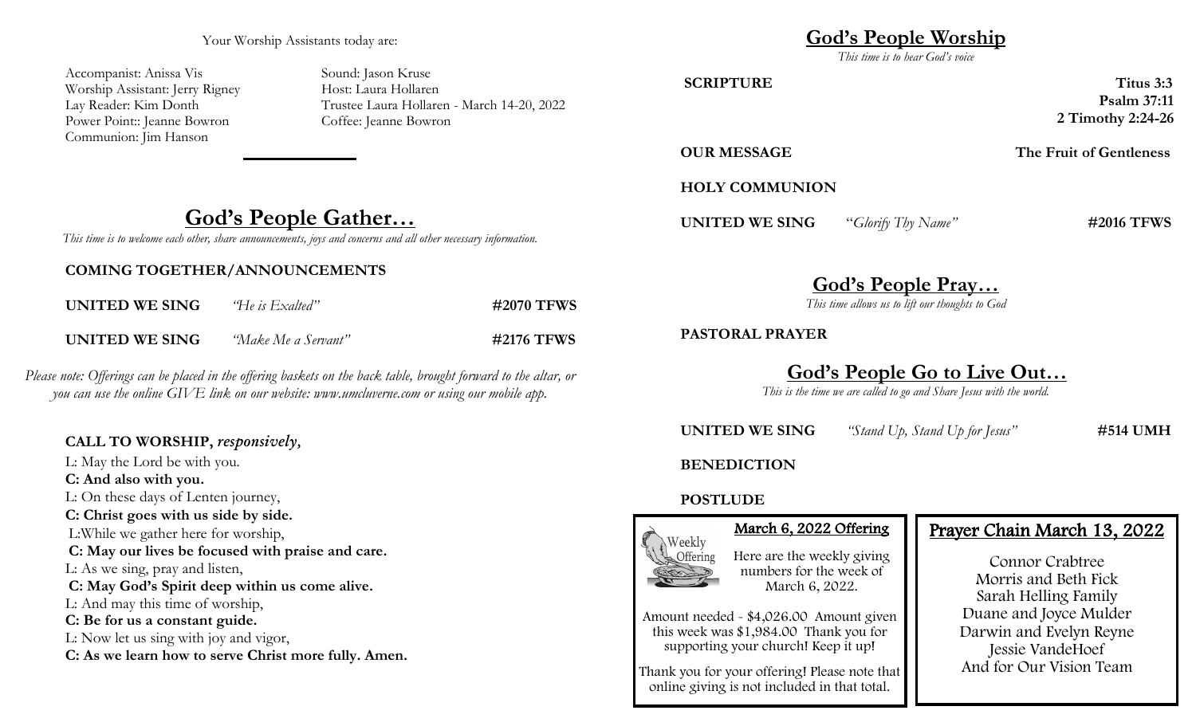Your Worship Assistants today are:

Accompanist: Anissa Vis
Worship Assistant: Jerry Rigney
Lay Reader: Kim Donth
Power Point:: Jeanne Bowron
Communion: Jim Hanson

Sound: Jason Kruse
Host: Laura Hollaren
Trustee Laura Hollaren - March 14-20, 2022
Coffee: Jeanne Bowron

# God's People Gather…

*This time is to welcome each other, share announcements, joys and concerns and all other necessary information.*

**COMING TOGETHER/ANNOUNCEMENTS**

**UNITED WE SING** *"He is Exalted"* **#2070 TFWS**

**UNITED WE SING** *"Make Me a Servant"* **#2176 TFWS**

*Please note: Offerings can be placed in the offering baskets on the back table, brought forward to the altar, or you can use the online GIVE link on our website: www.umcluverne.com or using our mobile app.*

**CALL TO WORSHIP,** ***responsively,***

L: May the Lord be with you.
**C: And also with you.**
L: On these days of Lenten journey,
**C: Christ goes with us side by side.**
L:While we gather here for worship,
**C: May our lives be focused with praise and care.**
L: As we sing, pray and listen,
**C: May God's Spirit deep within us come alive.**
L: And may this time of worship,
**C: Be for us a constant guide.**
L: Now let us sing with joy and vigor,
**C: As we learn how to serve Christ more fully. Amen.**

# God's People Worship

*This time is to hear God's voice*

**SCRIPTURE** **Titus 3:3**
**Psalm 37:11**
**2 Timothy 2:24-26**

**OUR MESSAGE** **The Fruit of Gentleness**

**HOLY COMMUNION**

**UNITED WE SING** *"Glorify Thy Name"* **#2016 TFWS**

# God's People Pray…

*This time allows us to lift our thoughts to God*

**PASTORAL PRAYER**

# God's People Go to Live Out…

*This is the time we are called to go and Share Jesus with the world.*

**UNITED WE SING** *"Stand Up, Stand Up for Jesus"* **#514 UMH**

**BENEDICTION**

**POSTLUDE**

## March 6, 2022 Offering

Weekly Offering

Here are the weekly giving numbers for the week of March 6, 2022.

Amount needed - $4,026.00 Amount given this week was $1,984.00 Thank you for supporting your church! Keep it up!

Thank you for your offering! Please note that online giving is not included in that total.

## Prayer Chain March 13, 2022

Connor Crabtree
Morris and Beth Fick
Sarah Helling Family
Duane and Joyce Mulder
Darwin and Evelyn Reyne
Jessie VandeHoef
And for Our Vision Team